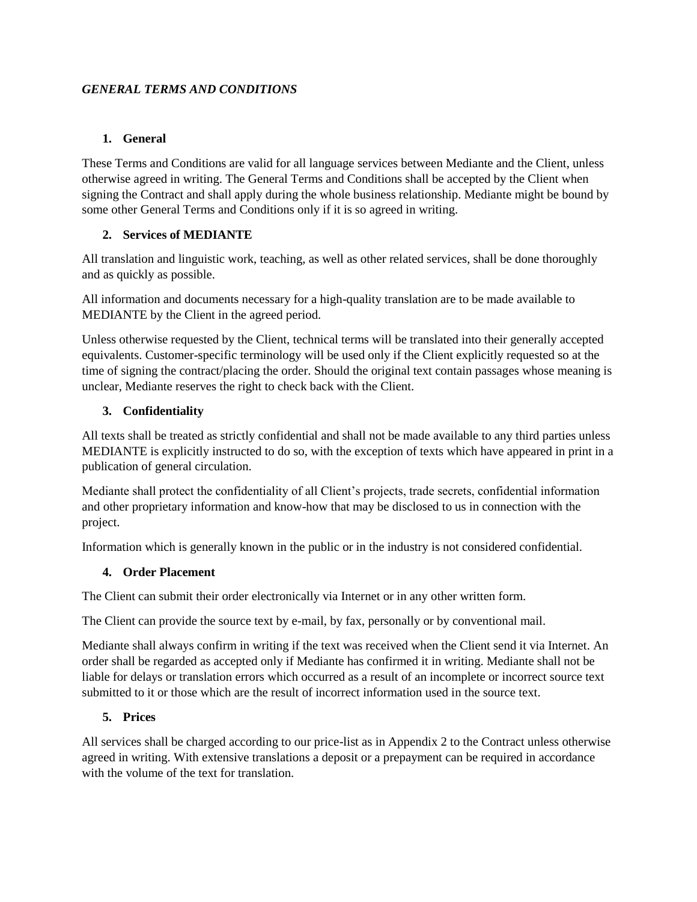***GENERAL TERMS AND CONDITIONS***

## 1. General

These Terms and Conditions are valid for all language services between Mediante and the Client, unless otherwise agreed in writing. The General Terms and Conditions shall be accepted by the Client when signing the Contract and shall apply during the whole business relationship. Mediante might be bound by some other General Terms and Conditions only if it is so agreed in writing.

## 2. Services of MEDIANTE

All translation and linguistic work, teaching, as well as other related services, shall be done thoroughly and as quickly as possible.

All information and documents necessary for a high-quality translation are to be made available to MEDIANTE by the Client in the agreed period.

Unless otherwise requested by the Client, technical terms will be translated into their generally accepted equivalents. Customer-specific terminology will be used only if the Client explicitly requested so at the time of signing the contract/placing the order. Should the original text contain passages whose meaning is unclear, Mediante reserves the right to check back with the Client.

## 3. Confidentiality

All texts shall be treated as strictly confidential and shall not be made available to any third parties unless MEDIANTE is explicitly instructed to do so, with the exception of texts which have appeared in print in a publication of general circulation.

Mediante shall protect the confidentiality of all Client's projects, trade secrets, confidential information and other proprietary information and know-how that may be disclosed to us in connection with the project.

Information which is generally known in the public or in the industry is not considered confidential.

## 4. Order Placement

The Client can submit their order electronically via Internet or in any other written form.

The Client can provide the source text by e-mail, by fax, personally or by conventional mail.

Mediante shall always confirm in writing if the text was received when the Client send it via Internet. An order shall be regarded as accepted only if Mediante has confirmed it in writing. Mediante shall not be liable for delays or translation errors which occurred as a result of an incomplete or incorrect source text submitted to it or those which are the result of incorrect information used in the source text.

## 5. Prices

All services shall be charged according to our price-list as in Appendix 2 to the Contract unless otherwise agreed in writing. With extensive translations a deposit or a prepayment can be required in accordance with the volume of the text for translation.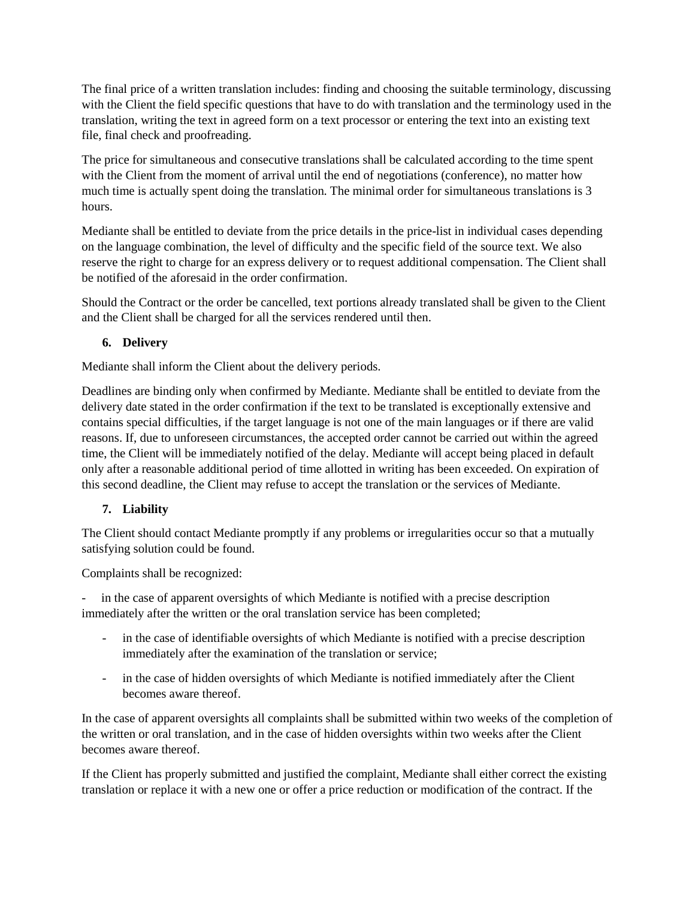The final price of a written translation includes: finding and choosing the suitable terminology, discussing with the Client the field specific questions that have to do with translation and the terminology used in the translation, writing the text in agreed form on a text processor or entering the text into an existing text file, final check and proofreading.

The price for simultaneous and consecutive translations shall be calculated according to the time spent with the Client from the moment of arrival until the end of negotiations (conference), no matter how much time is actually spent doing the translation. The minimal order for simultaneous translations is 3 hours.

Mediante shall be entitled to deviate from the price details in the price-list in individual cases depending on the language combination, the level of difficulty and the specific field of the source text. We also reserve the right to charge for an express delivery or to request additional compensation. The Client shall be notified of the aforesaid in the order confirmation.

Should the Contract or the order be cancelled, text portions already translated shall be given to the Client and the Client shall be charged for all the services rendered until then.

### 6. Delivery

Mediante shall inform the Client about the delivery periods.

Deadlines are binding only when confirmed by Mediante. Mediante shall be entitled to deviate from the delivery date stated in the order confirmation if the text to be translated is exceptionally extensive and contains special difficulties, if the target language is not one of the main languages or if there are valid reasons. If, due to unforeseen circumstances, the accepted order cannot be carried out within the agreed time, the Client will be immediately notified of the delay. Mediante will accept being placed in default only after a reasonable additional period of time allotted in writing has been exceeded. On expiration of this second deadline, the Client may refuse to accept the translation or the services of Mediante.

### 7. Liability

The Client should contact Mediante promptly if any problems or irregularities occur so that a mutually satisfying solution could be found.

Complaints shall be recognized:

- in the case of apparent oversights of which Mediante is notified with a precise description immediately after the written or the oral translation service has been completed;
- in the case of identifiable oversights of which Mediante is notified with a precise description immediately after the examination of the translation or service;
- in the case of hidden oversights of which Mediante is notified immediately after the Client becomes aware thereof.

In the case of apparent oversights all complaints shall be submitted within two weeks of the completion of the written or oral translation, and in the case of hidden oversights within two weeks after the Client becomes aware thereof.

If the Client has properly submitted and justified the complaint, Mediante shall either correct the existing translation or replace it with a new one or offer a price reduction or modification of the contract. If the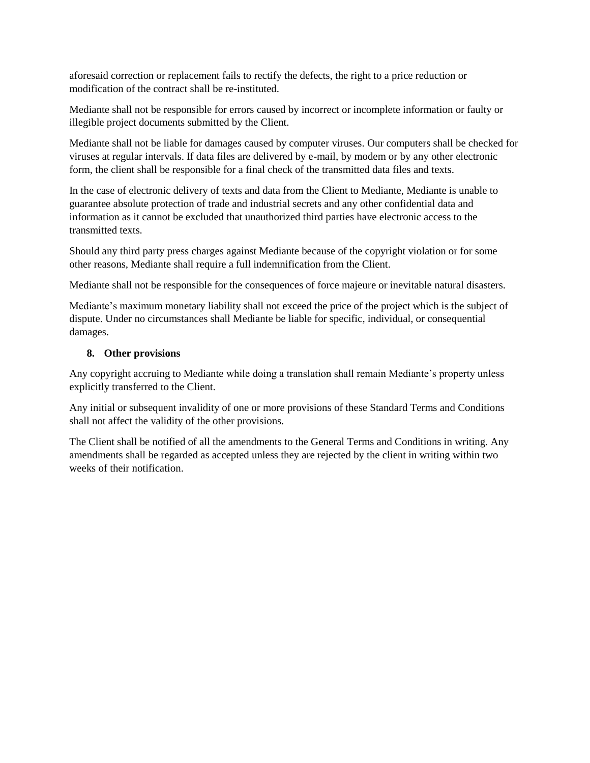aforesaid correction or replacement fails to rectify the defects, the right to a price reduction or modification of the contract shall be re-instituted.

Mediante shall not be responsible for errors caused by incorrect or incomplete information or faulty or illegible project documents submitted by the Client.

Mediante shall not be liable for damages caused by computer viruses. Our computers shall be checked for viruses at regular intervals. If data files are delivered by e-mail, by modem or by any other electronic form, the client shall be responsible for a final check of the transmitted data files and texts.

In the case of electronic delivery of texts and data from the Client to Mediante, Mediante is unable to guarantee absolute protection of trade and industrial secrets and any other confidential data and information as it cannot be excluded that unauthorized third parties have electronic access to the transmitted texts.

Should any third party press charges against Mediante because of the copyright violation or for some other reasons, Mediante shall require a full indemnification from the Client.

Mediante shall not be responsible for the consequences of force majeure or inevitable natural disasters.

Mediante's maximum monetary liability shall not exceed the price of the project which is the subject of dispute. Under no circumstances shall Mediante be liable for specific, individual, or consequential damages.

## 8. Other provisions

Any copyright accruing to Mediante while doing a translation shall remain Mediante's property unless explicitly transferred to the Client.

Any initial or subsequent invalidity of one or more provisions of these Standard Terms and Conditions shall not affect the validity of the other provisions.

The Client shall be notified of all the amendments to the General Terms and Conditions in writing. Any amendments shall be regarded as accepted unless they are rejected by the client in writing within two weeks of their notification.